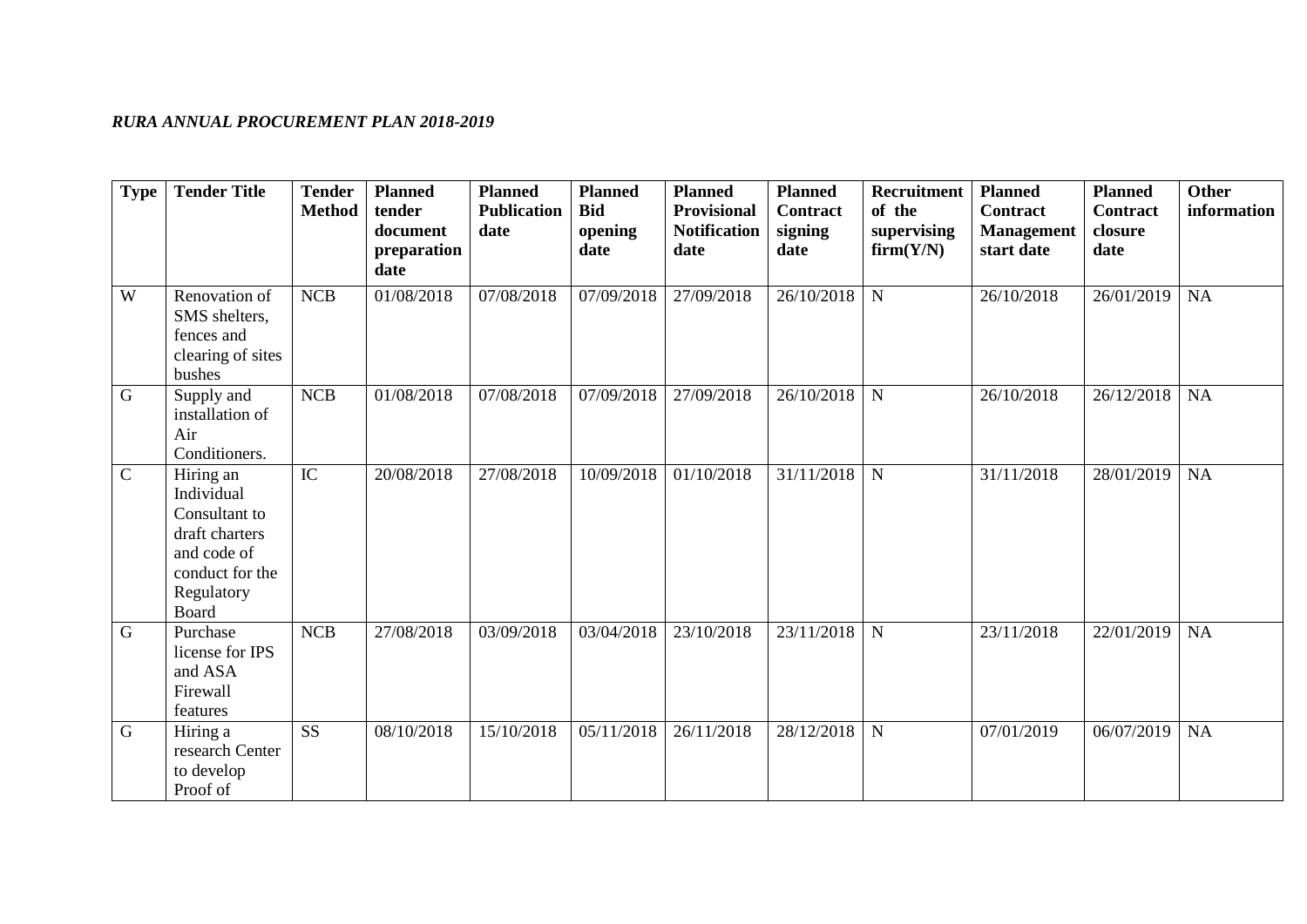*RURA ANNUAL PROCUREMENT PLAN 2018-2019*

| Type | Tender Title | Tender Method | Planned tender document preparation date | Planned Publication date | Planned Bid opening date | Planned Provisional Notification date | Planned Contract signing date | Recruitment of the supervising firm(Y/N) | Planned Contract Management start date | Planned Contract closure date | Other information |
|---|---|---|---|---|---|---|---|---|---|---|---|
| W | Renovation of SMS shelters, fences and clearing of sites bushes | NCB | 01/08/2018 | 07/08/2018 | 07/09/2018 | 27/09/2018 | 26/10/2018 | N | 26/10/2018 | 26/01/2019 | NA |
| G | Supply and installation of Air Conditioners. | NCB | 01/08/2018 | 07/08/2018 | 07/09/2018 | 27/09/2018 | 26/10/2018 | N | 26/10/2018 | 26/12/2018 | NA |
| C | Hiring an Individual Consultant to draft charters and code of conduct for the Regulatory Board | IC | 20/08/2018 | 27/08/2018 | 10/09/2018 | 01/10/2018 | 31/11/2018 | N | 31/11/2018 | 28/01/2019 | NA |
| G | Purchase license for IPS and ASA Firewall features | NCB | 27/08/2018 | 03/09/2018 | 03/04/2018 | 23/10/2018 | 23/11/2018 | N | 23/11/2018 | 22/01/2019 | NA |
| G | Hiring a research Center to develop Proof of | SS | 08/10/2018 | 15/10/2018 | 05/11/2018 | 26/11/2018 | 28/12/2018 | N | 07/01/2019 | 06/07/2019 | NA |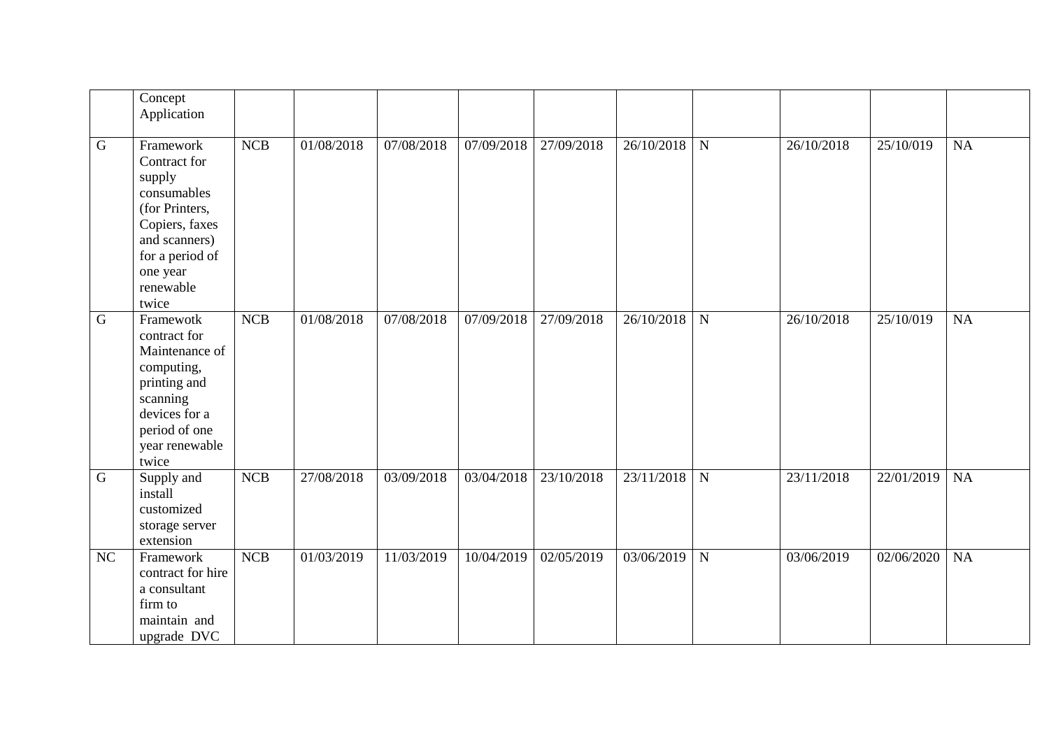| | | | | | | | | | | | |
|---|---|---|---|---|---|---|---|---|---|---|---|
| | Concept Application | | | | | | | | | | |
| G | Framework Contract for supply consumables (for Printers, Copiers, faxes and scanners) for a period of one year renewable twice | NCB | 01/08/2018 | 07/08/2018 | 07/09/2018 | 27/09/2018 | 26/10/2018 | N | 26/10/2018 | 25/10/019 | NA |
| G | Framewotk contract for Maintenance of computing, printing and scanning devices for a period of one year renewable twice | NCB | 01/08/2018 | 07/08/2018 | 07/09/2018 | 27/09/2018 | 26/10/2018 | N | 26/10/2018 | 25/10/019 | NA |
| G | Supply and install customized storage server extension | NCB | 27/08/2018 | 03/09/2018 | 03/04/2018 | 23/10/2018 | 23/11/2018 | N | 23/11/2018 | 22/01/2019 | NA |
| NC | Framework contract for hire a consultant firm to maintain and upgrade DVC | NCB | 01/03/2019 | 11/03/2019 | 10/04/2019 | 02/05/2019 | 03/06/2019 | N | 03/06/2019 | 02/06/2020 | NA |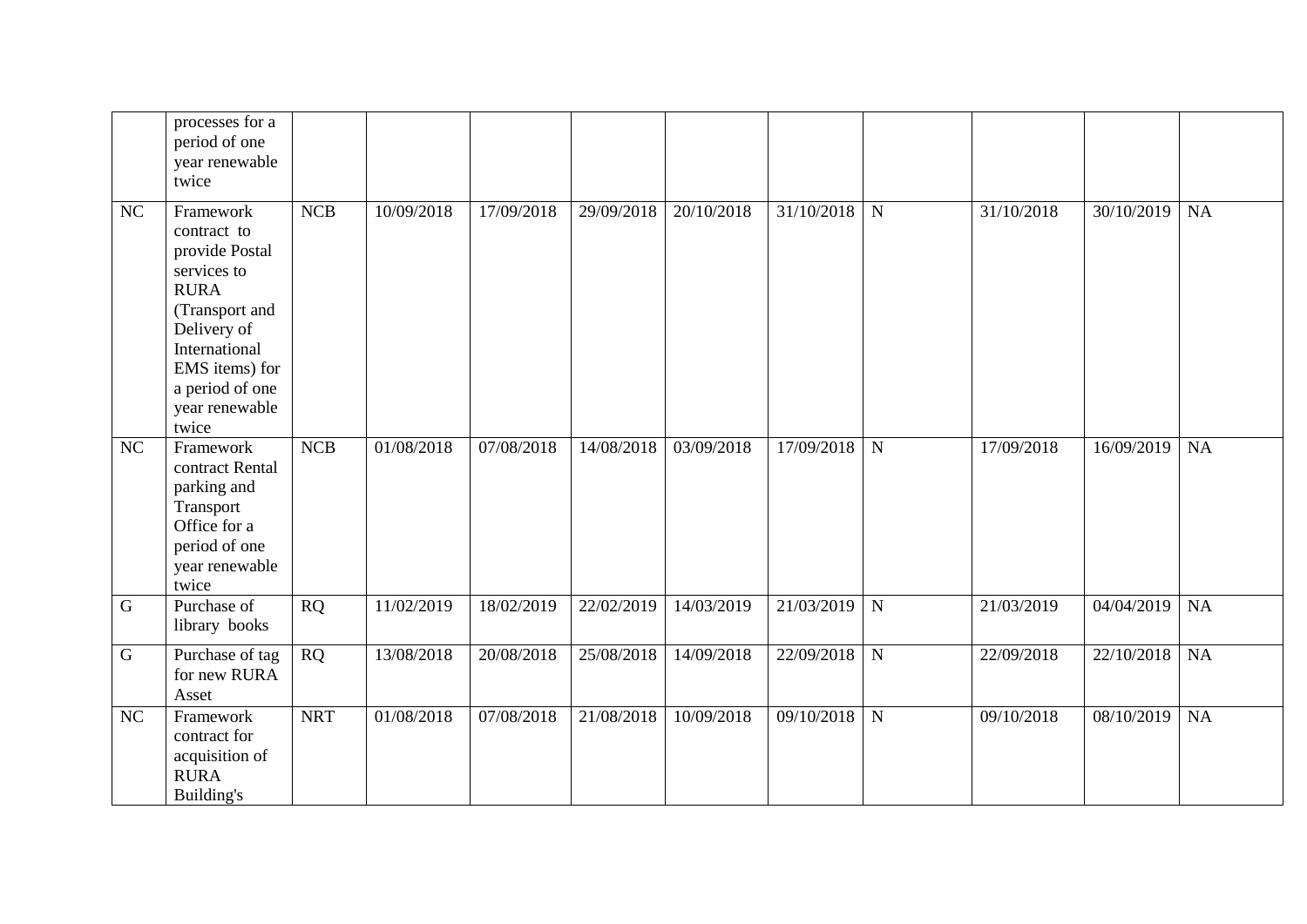|  |  |  |  |  |  |  |  |  |  |  |  |
|---|---|---|---|---|---|---|---|---|---|---|---|
|  | processes for a period of one year renewable twice |  |  |  |  |  |  |  |  |  |  |
| NC | Framework contract to provide Postal services to RURA (Transport and Delivery of International EMS items) for a period of one year renewable twice | NCB | 10/09/2018 | 17/09/2018 | 29/09/2018 | 20/10/2018 | 31/10/2018 | N | 31/10/2018 | 30/10/2019 | NA |
| NC | Framework contract Rental parking and Transport Office for a period of one year renewable twice | NCB | 01/08/2018 | 07/08/2018 | 14/08/2018 | 03/09/2018 | 17/09/2018 | N | 17/09/2018 | 16/09/2019 | NA |
| G | Purchase of library books | RQ | 11/02/2019 | 18/02/2019 | 22/02/2019 | 14/03/2019 | 21/03/2019 | N | 21/03/2019 | 04/04/2019 | NA |
| G | Purchase of tag for new RURA Asset | RQ | 13/08/2018 | 20/08/2018 | 25/08/2018 | 14/09/2018 | 22/09/2018 | N | 22/09/2018 | 22/10/2018 | NA |
| NC | Framework contract for acquisition of RURA Building's | NRT | 01/08/2018 | 07/08/2018 | 21/08/2018 | 10/09/2018 | 09/10/2018 | N | 09/10/2018 | 08/10/2019 | NA |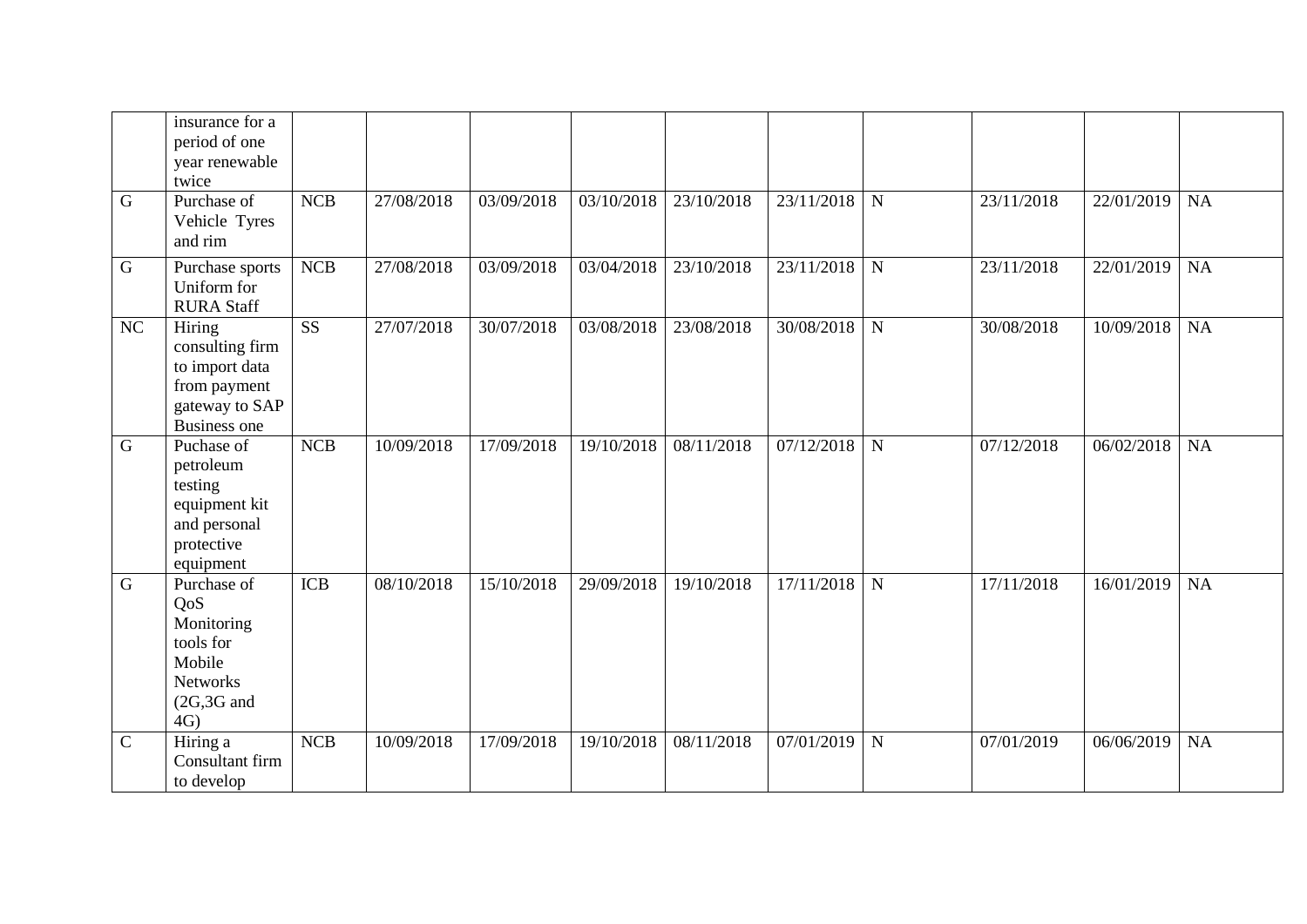| | | | | | | | | | | | |
|---|---|---|---|---|---|---|---|---|---|---|---|
| | insurance for a period of one year renewable twice | | | | | | | | | | |
| G | Purchase of Vehicle Tyres and rim | NCB | 27/08/2018 | 03/09/2018 | 03/10/2018 | 23/10/2018 | 23/11/2018 | N | 23/11/2018 | 22/01/2019 | NA |
| G | Purchase sports Uniform for RURA Staff | NCB | 27/08/2018 | 03/09/2018 | 03/04/2018 | 23/10/2018 | 23/11/2018 | N | 23/11/2018 | 22/01/2019 | NA |
| NC | Hiring consulting firm to import data from payment gateway to SAP Business one | SS | 27/07/2018 | 30/07/2018 | 03/08/2018 | 23/08/2018 | 30/08/2018 | N | 30/08/2018 | 10/09/2018 | NA |
| G | Puchase of petroleum testing equipment kit and personal protective equipment | NCB | 10/09/2018 | 17/09/2018 | 19/10/2018 | 08/11/2018 | 07/12/2018 | N | 07/12/2018 | 06/02/2018 | NA |
| G | Purchase of QoS Monitoring tools for Mobile Networks (2G,3G and 4G) | ICB | 08/10/2018 | 15/10/2018 | 29/09/2018 | 19/10/2018 | 17/11/2018 | N | 17/11/2018 | 16/01/2019 | NA |
| C | Hiring a Consultant firm to develop | NCB | 10/09/2018 | 17/09/2018 | 19/10/2018 | 08/11/2018 | 07/01/2019 | N | 07/01/2019 | 06/06/2019 | NA |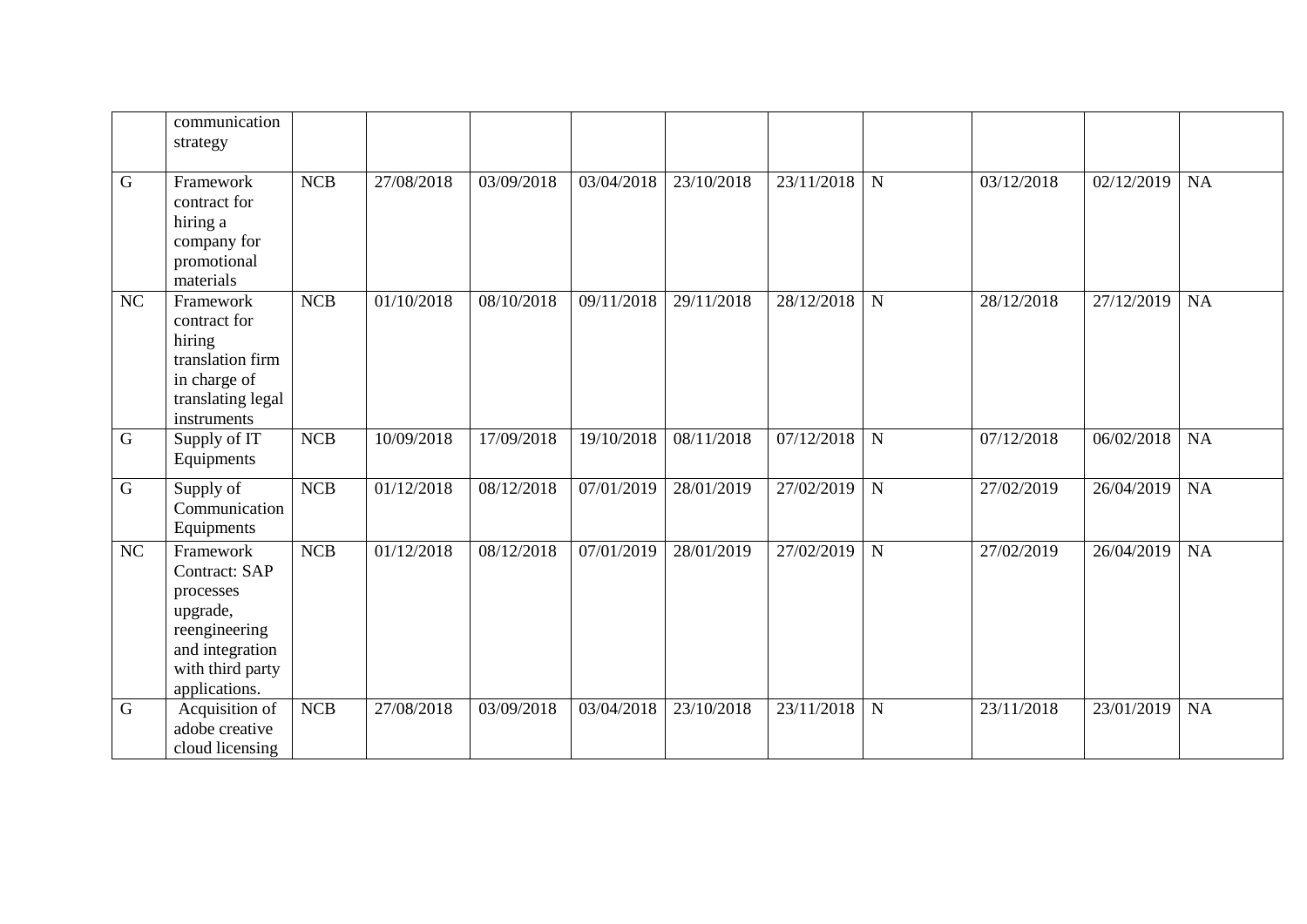|  | communication strategy |  |  |  |  |  |  |  |  |  |  |
|---|---|---|---|---|---|---|---|---|---|---|---|
| G | Framework contract for hiring a company for promotional materials | NCB | 27/08/2018 | 03/09/2018 | 03/04/2018 | 23/10/2018 | 23/11/2018 | N | 03/12/2018 | 02/12/2019 | NA |
| NC | Framework contract for hiring translation firm in charge of translating legal instruments | NCB | 01/10/2018 | 08/10/2018 | 09/11/2018 | 29/11/2018 | 28/12/2018 | N | 28/12/2018 | 27/12/2019 | NA |
| G | Supply of IT Equipments | NCB | 10/09/2018 | 17/09/2018 | 19/10/2018 | 08/11/2018 | 07/12/2018 | N | 07/12/2018 | 06/02/2018 | NA |
| G | Supply of Communication Equipments | NCB | 01/12/2018 | 08/12/2018 | 07/01/2019 | 28/01/2019 | 27/02/2019 | N | 27/02/2019 | 26/04/2019 | NA |
| NC | Framework Contract: SAP processes upgrade, reengineering and integration with third party applications. | NCB | 01/12/2018 | 08/12/2018 | 07/01/2019 | 28/01/2019 | 27/02/2019 | N | 27/02/2019 | 26/04/2019 | NA |
| G | Acquisition of adobe creative cloud licensing | NCB | 27/08/2018 | 03/09/2018 | 03/04/2018 | 23/10/2018 | 23/11/2018 | N | 23/11/2018 | 23/01/2019 | NA |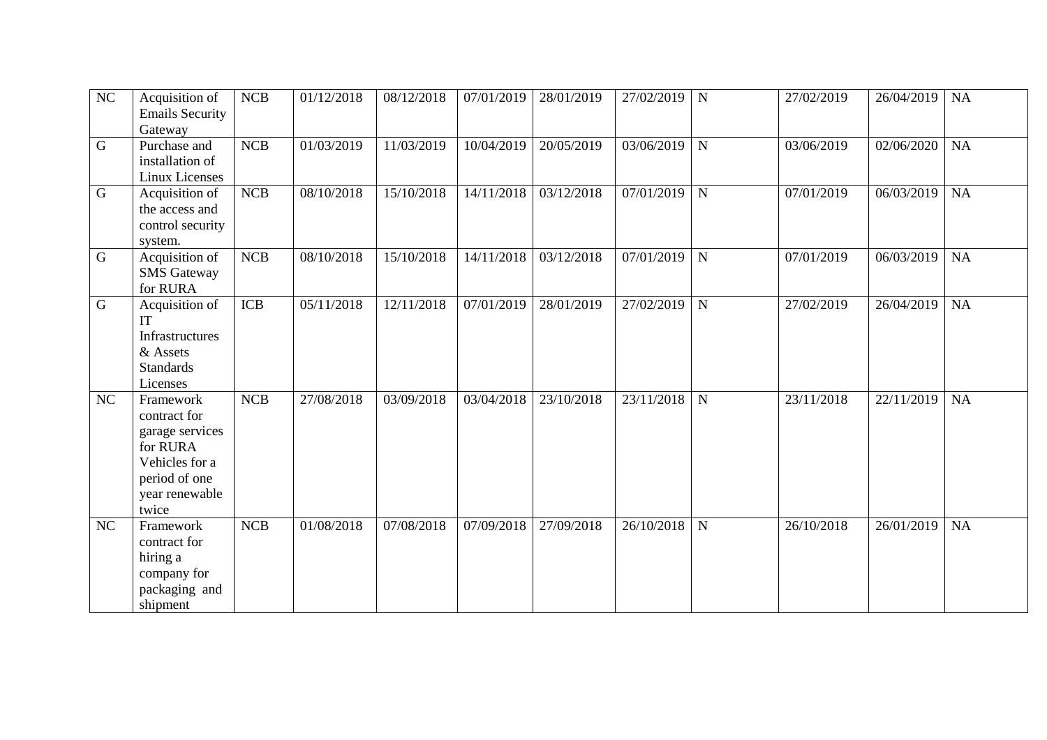| | | | | | | | | | | | |
|---|---|---|---|---|---|---|---|---|---|---|---|
| NC | Acquisition of Emails Security Gateway | NCB | 01/12/2018 | 08/12/2018 | 07/01/2019 | 28/01/2019 | 27/02/2019 | N | 27/02/2019 | 26/04/2019 | NA |
| G | Purchase and installation of Linux Licenses | NCB | 01/03/2019 | 11/03/2019 | 10/04/2019 | 20/05/2019 | 03/06/2019 | N | 03/06/2019 | 02/06/2020 | NA |
| G | Acquisition of the access and control security system. | NCB | 08/10/2018 | 15/10/2018 | 14/11/2018 | 03/12/2018 | 07/01/2019 | N | 07/01/2019 | 06/03/2019 | NA |
| G | Acquisition of SMS Gateway for RURA | NCB | 08/10/2018 | 15/10/2018 | 14/11/2018 | 03/12/2018 | 07/01/2019 | N | 07/01/2019 | 06/03/2019 | NA |
| G | Acquisition of IT Infrastructures & Assets Standards Licenses | ICB | 05/11/2018 | 12/11/2018 | 07/01/2019 | 28/01/2019 | 27/02/2019 | N | 27/02/2019 | 26/04/2019 | NA |
| NC | Framework contract for garage services for RURA Vehicles for a period of one year renewable twice | NCB | 27/08/2018 | 03/09/2018 | 03/04/2018 | 23/10/2018 | 23/11/2018 | N | 23/11/2018 | 22/11/2019 | NA |
| NC | Framework contract for hiring a company for packaging and shipment | NCB | 01/08/2018 | 07/08/2018 | 07/09/2018 | 27/09/2018 | 26/10/2018 | N | 26/10/2018 | 26/01/2019 | NA |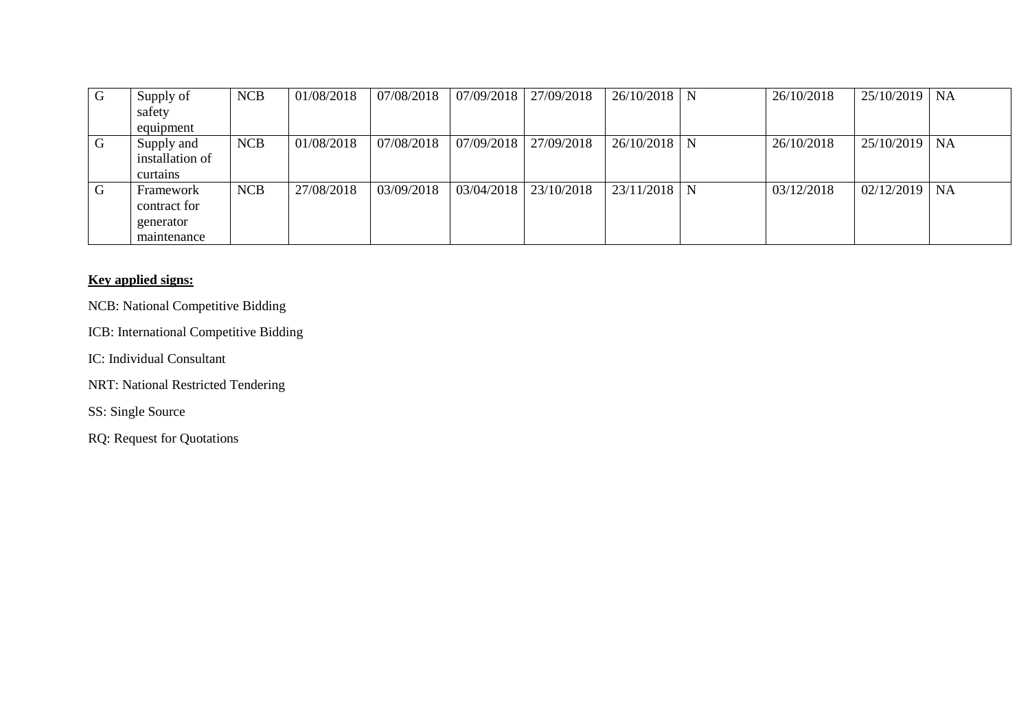| | | | | | | | | | | | |
|---|---|---|---|---|---|---|---|---|---|---|---|
| G | Supply of safety equipment | NCB | 01/08/2018 | 07/08/2018 | 07/09/2018 | 27/09/2018 | 26/10/2018 | N | 26/10/2018 | 25/10/2019 | NA |
| G | Supply and installation of curtains | NCB | 01/08/2018 | 07/08/2018 | 07/09/2018 | 27/09/2018 | 26/10/2018 | N | 26/10/2018 | 25/10/2019 | NA |
| G | Framework contract for generator maintenance | NCB | 27/08/2018 | 03/09/2018 | 03/04/2018 | 23/10/2018 | 23/11/2018 | N | 03/12/2018 | 02/12/2019 | NA |

**Key applied signs:**

NCB: National Competitive Bidding

ICB: International Competitive Bidding

IC: Individual Consultant

NRT: National Restricted Tendering

SS: Single Source

RQ: Request for Quotations